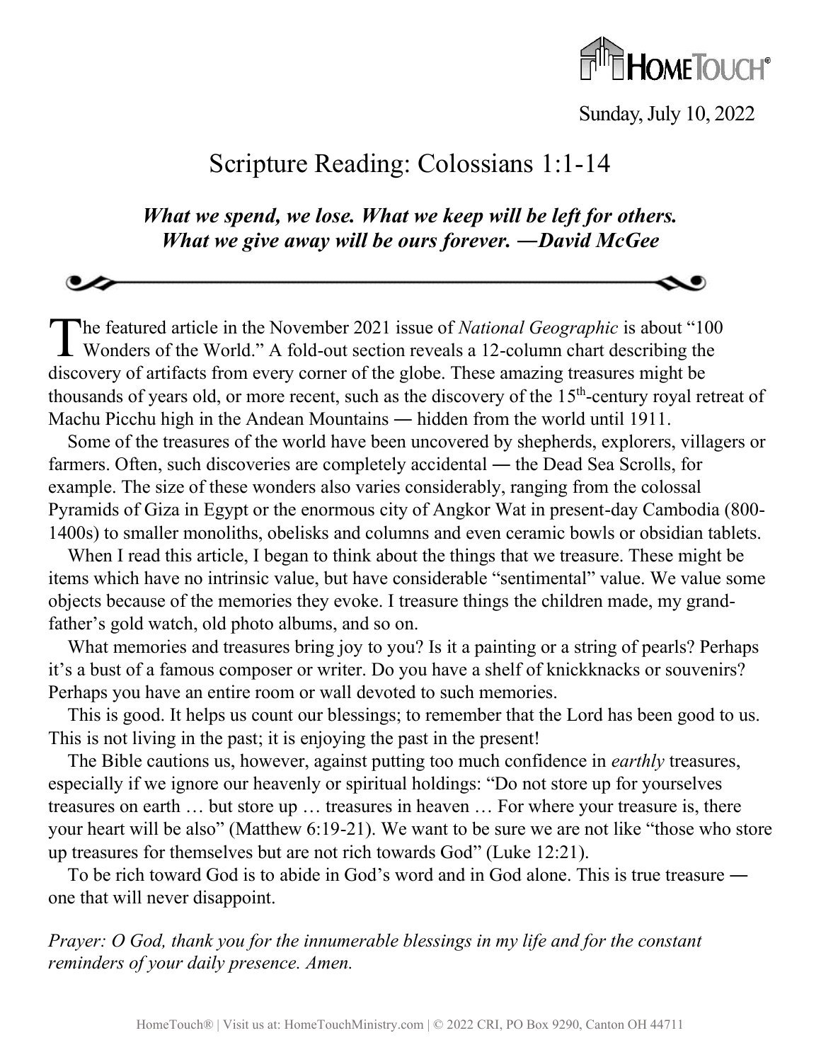HomeTouch®

Sunday, July 10, 2022

# Scripture Reading: Colossians 1:1-14

***What we spend, we lose. What we keep will be left for others. What we give away will be ours forever. —David McGee***

The featured article in the November 2021 issue of *National Geographic* is about "100 Wonders of the World." A fold-out section reveals a 12-column chart describing the discovery of artifacts from every corner of the globe. These amazing treasures might be thousands of years old, or more recent, such as the discovery of the 15th-century royal retreat of Machu Picchu high in the Andean Mountains ― hidden from the world until 1911.

Some of the treasures of the world have been uncovered by shepherds, explorers, villagers or farmers. Often, such discoveries are completely accidental ― the Dead Sea Scrolls, for example. The size of these wonders also varies considerably, ranging from the colossal Pyramids of Giza in Egypt or the enormous city of Angkor Wat in present-day Cambodia (800-1400s) to smaller monoliths, obelisks and columns and even ceramic bowls or obsidian tablets.

When I read this article, I began to think about the things that we treasure. These might be items which have no intrinsic value, but have considerable "sentimental" value. We value some objects because of the memories they evoke. I treasure things the children made, my grandfather's gold watch, old photo albums, and so on.

What memories and treasures bring joy to you? Is it a painting or a string of pearls? Perhaps it's a bust of a famous composer or writer. Do you have a shelf of knickknacks or souvenirs? Perhaps you have an entire room or wall devoted to such memories.

This is good. It helps us count our blessings; to remember that the Lord has been good to us. This is not living in the past; it is enjoying the past in the present!

The Bible cautions us, however, against putting too much confidence in *earthly* treasures, especially if we ignore our heavenly or spiritual holdings: "Do not store up for yourselves treasures on earth … but store up … treasures in heaven … For where your treasure is, there your heart will be also" (Matthew 6:19-21). We want to be sure we are not like "those who store up treasures for themselves but are not rich towards God" (Luke 12:21).

To be rich toward God is to abide in God's word and in God alone. This is true treasure ― one that will never disappoint.

*Prayer: O God, thank you for the innumerable blessings in my life and for the constant reminders of your daily presence. Amen.*

HomeTouch® | Visit us at: HomeTouchMinistry.com | © 2022 CRI, PO Box 9290, Canton OH 44711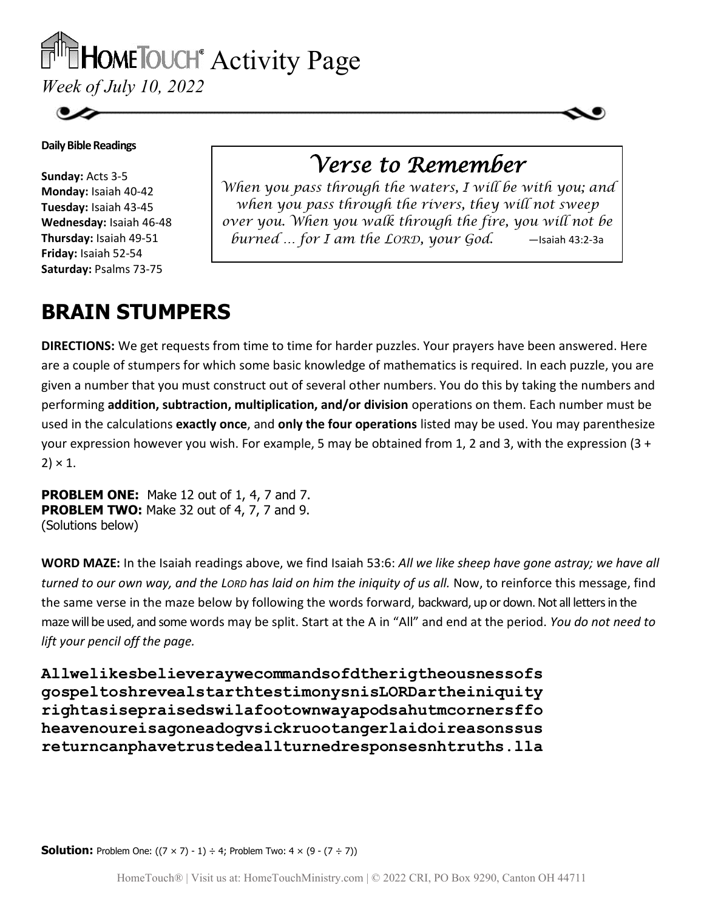# HOMETOUCH® Activity Page

*Week of July 10, 2022*

**Daily Bible Readings**

**Sunday:** Acts 3-5
**Monday:** Isaiah 40-42
**Tuesday:** Isaiah 43-45
**Wednesday:** Isaiah 46-48
**Thursday:** Isaiah 49-51
**Friday:** Isaiah 52-54
**Saturday:** Psalms 73-75

## *Verse to Remember*

*When you pass through the waters, I will be with you; and when you pass through the rivers, they will not sweep over you. When you walk through the fire, you will not be burned … for I am the LORD, your God.* —Isaiah 43:2-3a

## BRAIN STUMPERS

**DIRECTIONS:** We get requests from time to time for harder puzzles. Your prayers have been answered. Here are a couple of stumpers for which some basic knowledge of mathematics is required. In each puzzle, you are given a number that you must construct out of several other numbers. You do this by taking the numbers and performing **addition, subtraction, multiplication, and/or division** operations on them. Each number must be used in the calculations **exactly once**, and **only the four operations** listed may be used. You may parenthesize your expression however you wish. For example, 5 may be obtained from 1, 2 and 3, with the expression $(3 + 2) \times 1$.

**PROBLEM ONE:** Make 12 out of 1, 4, 7 and 7.
**PROBLEM TWO:** Make 32 out of 4, 7, 7 and 9.
(Solutions below)

**WORD MAZE:** In the Isaiah readings above, we find Isaiah 53:6: *All we like sheep have gone astray; we have all turned to our own way, and the LORD has laid on him the iniquity of us all.* Now, to reinforce this message, find the same verse in the maze below by following the words forward, backward, up or down. Not all letters in the maze will be used, and some words may be split. Start at the A in "All" and end at the period. *You do not need to lift your pencil off the page.*

```
Allwelikesbelieveraywecommandsofdtherigtheousnessofs
gospeltoshrevealstarthtestimonysnisLORDartheiniquity
rightasisepraisedswilafootownwayapodsahutmcornersffo
heavenoureisagoneadogvsickruootangerlaidoireasonssus
returncanphavetrustedealltturnedresponsesnhtruths.lla
```

**Solution:** Problem One: $((7 \times 7) - 1) \div 4$; Problem Two: $4 \times (9 - (7 \div 7))$